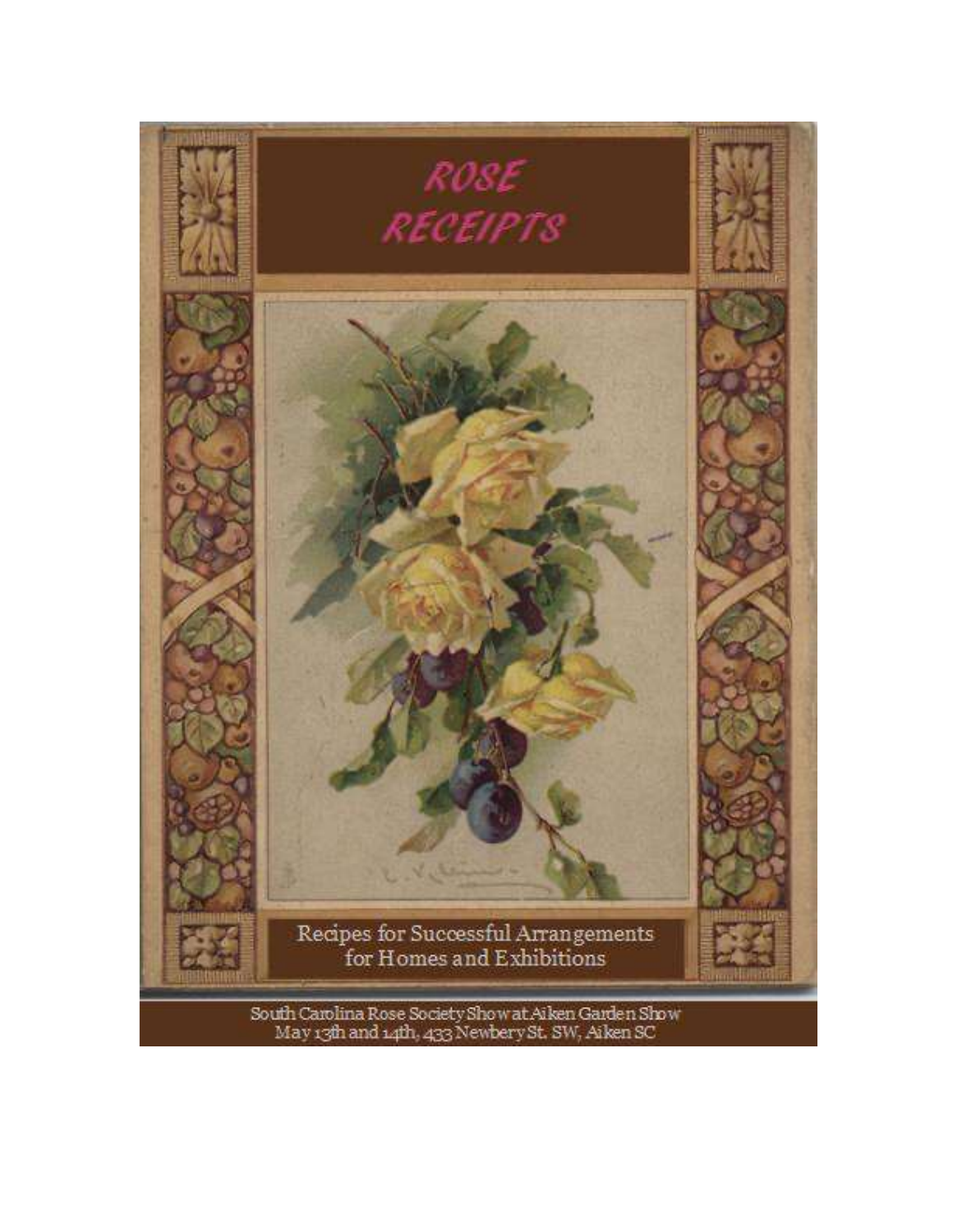# ROSE RECEIPTS

Recipes for Successful Arrangements for Homes and Exhibitions

South Carolina Rose Society Show at Aiken Garden Show
May 13th and 14th, 433 Newbery St. SW, Aiken SC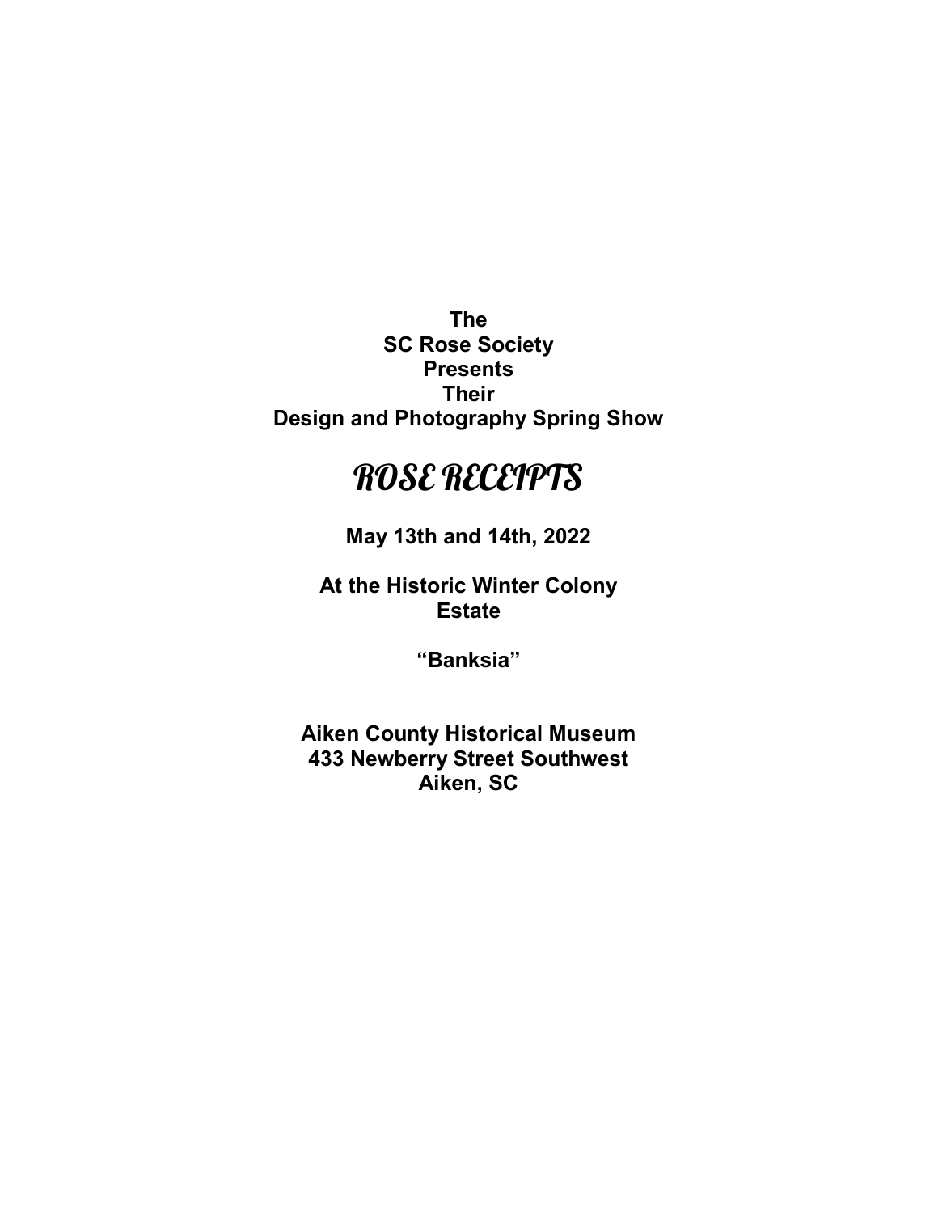**The**
**SC Rose Society**
**Presents**
**Their**
**Design and Photography Spring Show**

# *ROSE RECEIPTS*

**May 13th and 14th, 2022**

**At the Historic Winter Colony**
**Estate**

**"Banksia"**

**Aiken County Historical Museum**
**433 Newberry Street Southwest**
**Aiken, SC**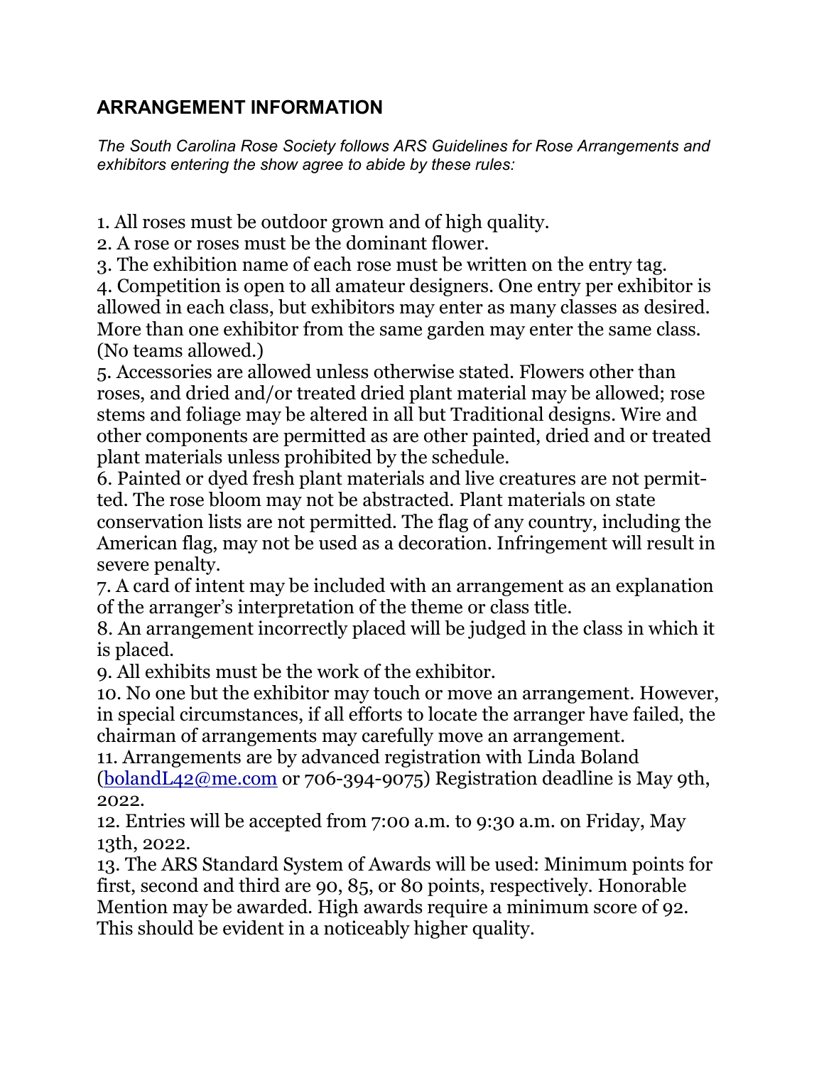## ARRANGEMENT INFORMATION

*The South Carolina Rose Society follows ARS Guidelines for Rose Arrangements and exhibitors entering the show agree to abide by these rules:*

1. All roses must be outdoor grown and of high quality.
2. A rose or roses must be the dominant flower.
3. The exhibition name of each rose must be written on the entry tag.
4. Competition is open to all amateur designers. One entry per exhibitor is allowed in each class, but exhibitors may enter as many classes as desired. More than one exhibitor from the same garden may enter the same class. (No teams allowed.)
5. Accessories are allowed unless otherwise stated. Flowers other than roses, and dried and/or treated dried plant material may be allowed; rose stems and foliage may be altered in all but Traditional designs. Wire and other components are permitted as are other painted, dried and or treated plant materials unless prohibited by the schedule.
6. Painted or dyed fresh plant materials and live creatures are not permitted. The rose bloom may not be abstracted. Plant materials on state conservation lists are not permitted. The flag of any country, including the American flag, may not be used as a decoration. Infringement will result in severe penalty.
7. A card of intent may be included with an arrangement as an explanation of the arranger's interpretation of the theme or class title.
8. An arrangement incorrectly placed will be judged in the class in which it is placed.
9. All exhibits must be the work of the exhibitor.
10. No one but the exhibitor may touch or move an arrangement. However, in special circumstances, if all efforts to locate the arranger have failed, the chairman of arrangements may carefully move an arrangement.
11. Arrangements are by advanced registration with Linda Boland (bolandL42@me.com or 706-394-9075) Registration deadline is May 9th, 2022.
12. Entries will be accepted from 7:00 a.m. to 9:30 a.m. on Friday, May 13th, 2022.
13. The ARS Standard System of Awards will be used: Minimum points for first, second and third are 90, 85, or 80 points, respectively. Honorable Mention may be awarded. High awards require a minimum score of 92. This should be evident in a noticeably higher quality.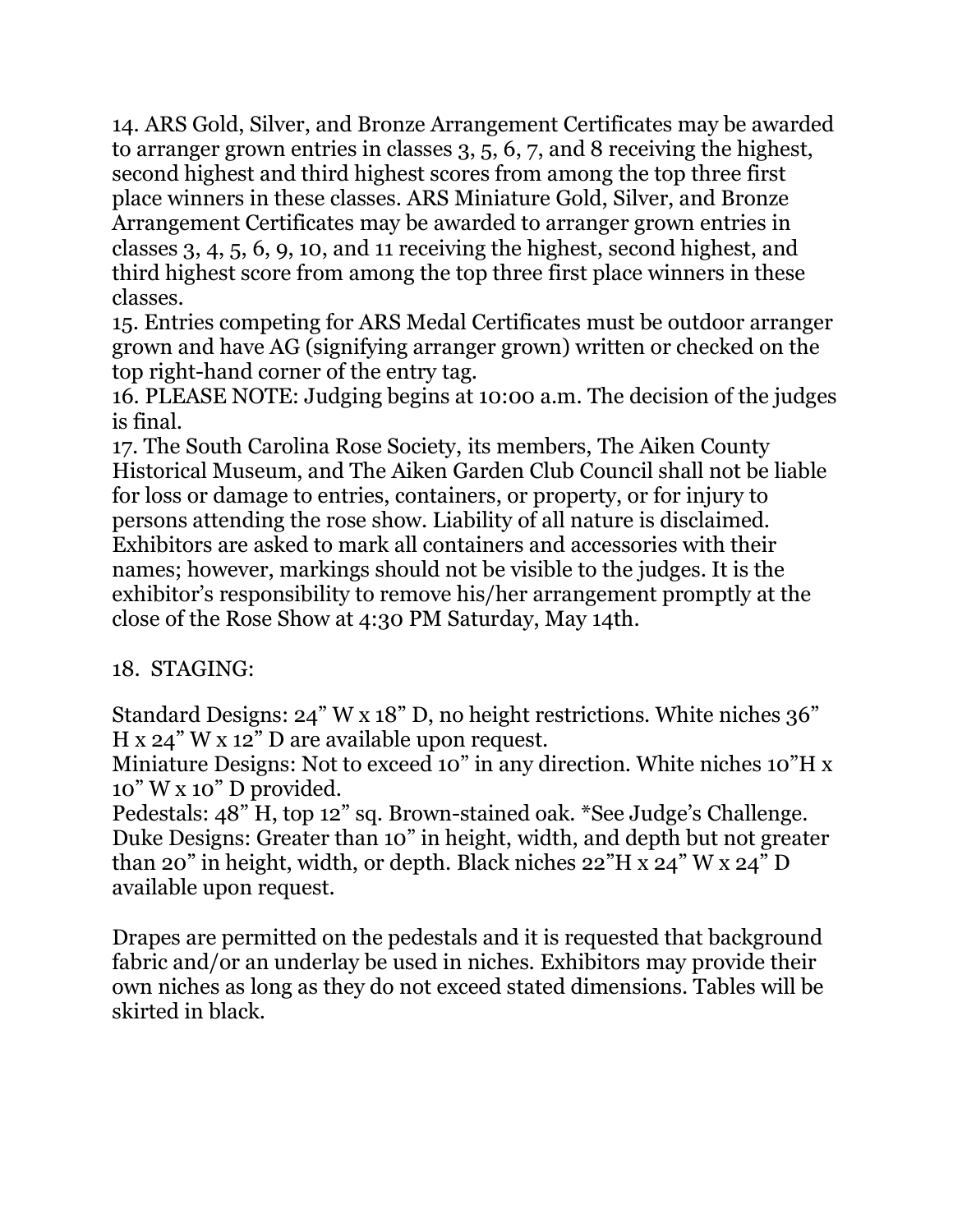14. ARS Gold, Silver, and Bronze Arrangement Certificates may be awarded to arranger grown entries in classes 3, 5, 6, 7, and 8 receiving the highest, second highest and third highest scores from among the top three first place winners in these classes. ARS Miniature Gold, Silver, and Bronze Arrangement Certificates may be awarded to arranger grown entries in classes 3, 4, 5, 6, 9, 10, and 11 receiving the highest, second highest, and third highest score from among the top three first place winners in these classes.

15. Entries competing for ARS Medal Certificates must be outdoor arranger grown and have AG (signifying arranger grown) written or checked on the top right-hand corner of the entry tag.

16. PLEASE NOTE: Judging begins at 10:00 a.m. The decision of the judges is final.

17. The South Carolina Rose Society, its members, The Aiken County Historical Museum, and The Aiken Garden Club Council shall not be liable for loss or damage to entries, containers, or property, or for injury to persons attending the rose show. Liability of all nature is disclaimed. Exhibitors are asked to mark all containers and accessories with their names; however, markings should not be visible to the judges. It is the exhibitor's responsibility to remove his/her arrangement promptly at the close of the Rose Show at 4:30 PM Saturday, May 14th.

18. STAGING:

Standard Designs: 24" W x 18" D, no height restrictions. White niches 36" H x 24" W x 12" D are available upon request.
Miniature Designs: Not to exceed 10" in any direction. White niches 10"H x 10" W x 10" D provided.
Pedestals: 48" H, top 12" sq. Brown-stained oak. *See Judge's Challenge.
Duke Designs: Greater than 10" in height, width, and depth but not greater than 20" in height, width, or depth. Black niches 22"H x 24" W x 24" D available upon request.

Drapes are permitted on the pedestals and it is requested that background fabric and/or an underlay be used in niches. Exhibitors may provide their own niches as long as they do not exceed stated dimensions. Tables will be skirted in black.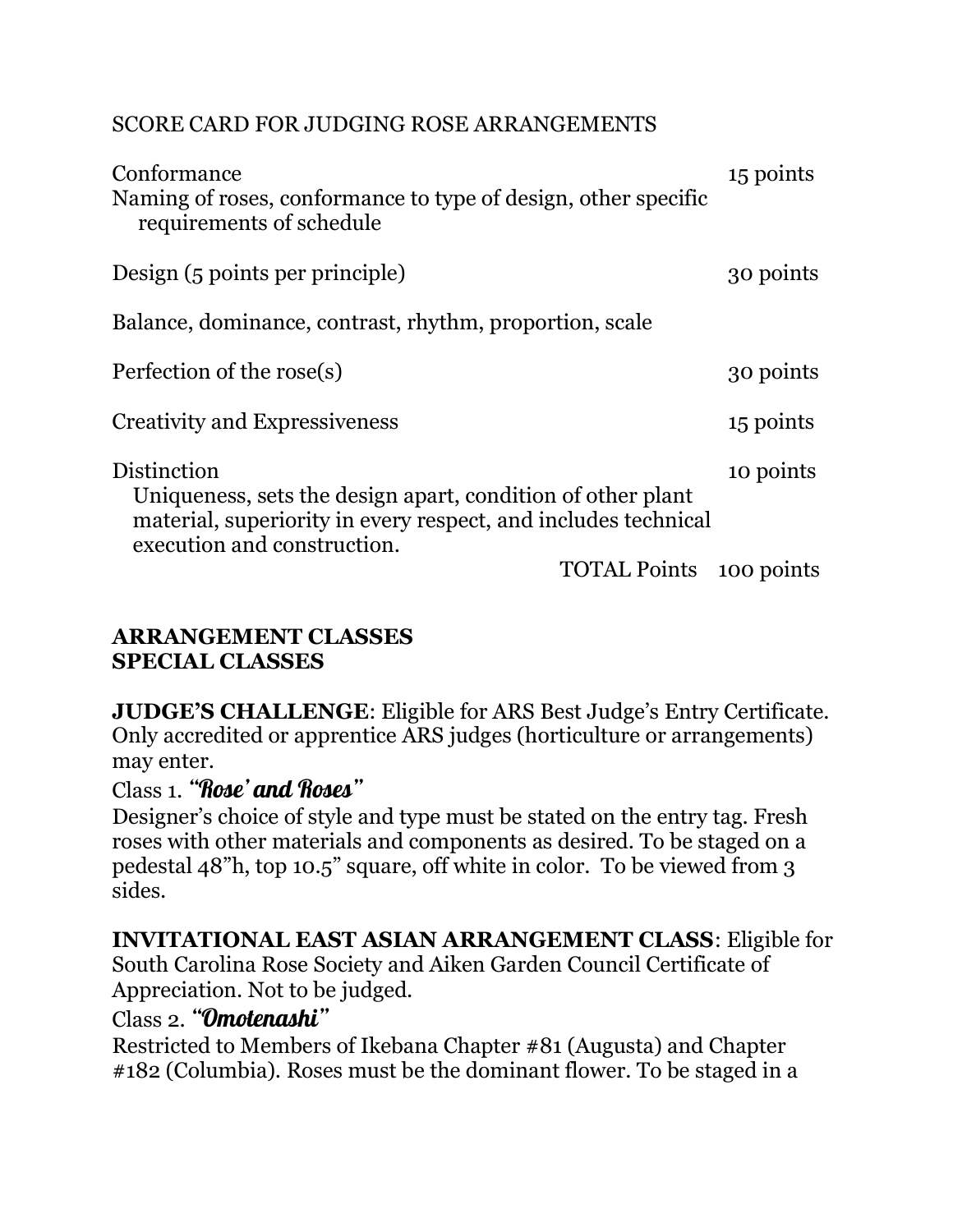SCORE CARD FOR JUDGING ROSE ARRANGEMENTS

| | |
|---|---|
| Conformance<br>Naming of roses, conformance to type of design, other specific requirements of schedule | 15 points |
| Design (5 points per principle)<br>Balance, dominance, contrast, rhythm, proportion, scale | 30 points |
| Perfection of the rose(s) | 30 points |
| Creativity and Expressiveness | 15 points |
| Distinction<br>Uniqueness, sets the design apart, condition of other plant material, superiority in every respect, and includes technical execution and construction. | 10 points |
| TOTAL Points | 100 points |

**ARRANGEMENT CLASSES**
**SPECIAL CLASSES**

**JUDGE'S CHALLENGE**: Eligible for ARS Best Judge's Entry Certificate. Only accredited or apprentice ARS judges (horticulture or arrangements) may enter.

Class 1. ***"Rose' and Roses"***
Designer's choice of style and type must be stated on the entry tag. Fresh roses with other materials and components as desired. To be staged on a pedestal 48"h, top 10.5" square, off white in color. To be viewed from 3 sides.

**INVITATIONAL EAST ASIAN ARRANGEMENT CLASS**: Eligible for South Carolina Rose Society and Aiken Garden Council Certificate of Appreciation. Not to be judged.

Class 2. ***"Omotenashi"***
Restricted to Members of Ikebana Chapter #81 (Augusta) and Chapter #182 (Columbia). Roses must be the dominant flower. To be staged in a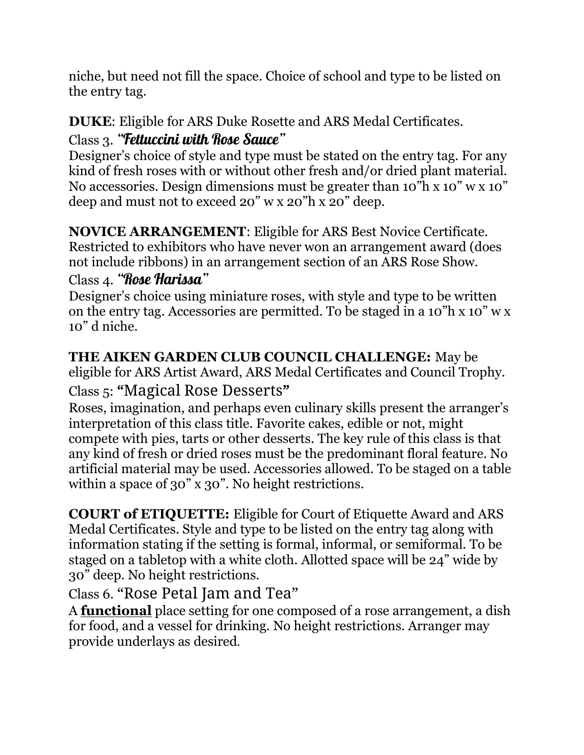niche, but need not fill the space. Choice of school and type to be listed on the entry tag.

**DUKE**: Eligible for ARS Duke Rosette and ARS Medal Certificates.

Class 3. ***"Fettuccini with Rose Sauce"***

Designer's choice of style and type must be stated on the entry tag. For any kind of fresh roses with or without other fresh and/or dried plant material. No accessories. Design dimensions must be greater than 10"h x 10" w x 10" deep and must not to exceed 20" w x 20"h x 20" deep.

**NOVICE ARRANGEMENT**: Eligible for ARS Best Novice Certificate. Restricted to exhibitors who have never won an arrangement award (does not include ribbons) in an arrangement section of an ARS Rose Show.

Class 4. ***"Rose Harissa"***

Designer's choice using miniature roses, with style and type to be written on the entry tag. Accessories are permitted. To be staged in a 10"h x 10" w x 10" d niche.

**THE AIKEN GARDEN CLUB COUNCIL CHALLENGE:** May be eligible for ARS Artist Award, ARS Medal Certificates and Council Trophy.

Class 5: "Magical Rose Desserts"

Roses, imagination, and perhaps even culinary skills present the arranger's interpretation of this class title. Favorite cakes, edible or not, might compete with pies, tarts or other desserts. The key rule of this class is that any kind of fresh or dried roses must be the predominant floral feature. No artificial material may be used. Accessories allowed. To be staged on a table within a space of 30" x 30". No height restrictions.

**COURT of ETIQUETTE:** Eligible for Court of Etiquette Award and ARS Medal Certificates. Style and type to be listed on the entry tag along with information stating if the setting is formal, informal, or semiformal. To be staged on a tabletop with a white cloth. Allotted space will be 24" wide by 30" deep. No height restrictions.

Class 6. "Rose Petal Jam and Tea"

A **functional** place setting for one composed of a rose arrangement, a dish for food, and a vessel for drinking. No height restrictions. Arranger may provide underlays as desired.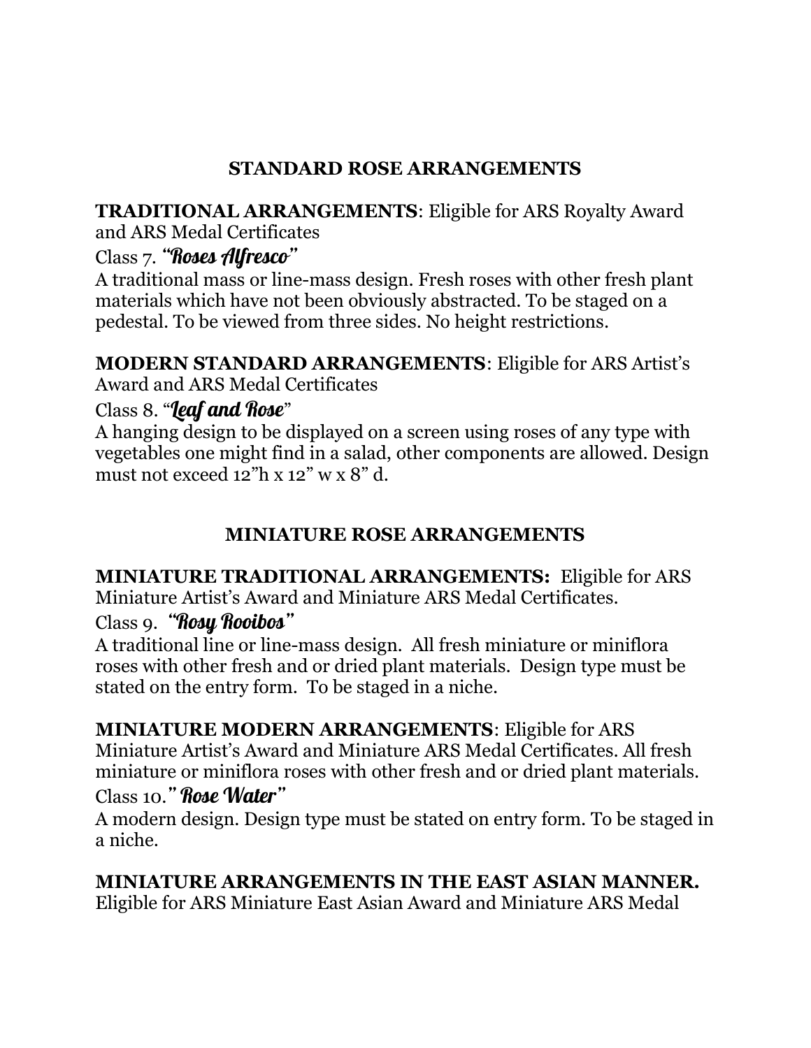## STANDARD ROSE ARRANGEMENTS

**TRADITIONAL ARRANGEMENTS**: Eligible for ARS Royalty Award and ARS Medal Certificates

Class 7. ***"Roses Alfresco"***

A traditional mass or line-mass design. Fresh roses with other fresh plant materials which have not been obviously abstracted. To be staged on a pedestal. To be viewed from three sides. No height restrictions.

**MODERN STANDARD ARRANGEMENTS**: Eligible for ARS Artist's Award and ARS Medal Certificates

Class 8. "***Leaf and Rose***"

A hanging design to be displayed on a screen using roses of any type with vegetables one might find in a salad, other components are allowed. Design must not exceed 12"h x 12" w x 8" d.

## MINIATURE ROSE ARRANGEMENTS

**MINIATURE TRADITIONAL ARRANGEMENTS:** Eligible for ARS Miniature Artist's Award and Miniature ARS Medal Certificates.

Class 9. ***"Rosy Rooibos"***

A traditional line or line-mass design. All fresh miniature or miniflora roses with other fresh and or dried plant materials. Design type must be stated on the entry form. To be staged in a niche.

**MINIATURE MODERN ARRANGEMENTS**: Eligible for ARS Miniature Artist's Award and Miniature ARS Medal Certificates. All fresh miniature or miniflora roses with other fresh and or dried plant materials.

Class 10.***" Rose Water"***

A modern design. Design type must be stated on entry form. To be staged in a niche.

**MINIATURE ARRANGEMENTS IN THE EAST ASIAN MANNER.**
Eligible for ARS Miniature East Asian Award and Miniature ARS Medal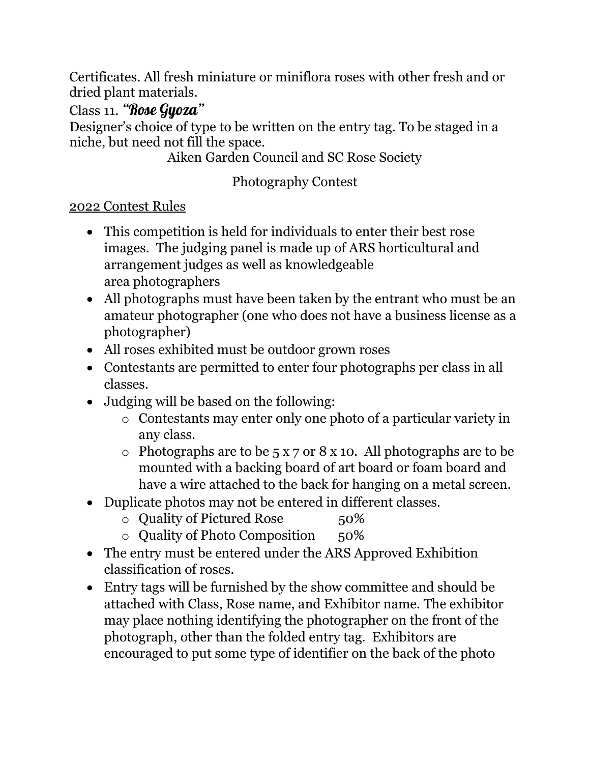Certificates. All fresh miniature or miniflora roses with other fresh and or dried plant materials.

Class 11. ***"Rose Gyoza"***

Designer's choice of type to be written on the entry tag. To be staged in a niche, but need not fill the space.

Aiken Garden Council and SC Rose Society

Photography Contest

<u>2022 Contest Rules</u>

- This competition is held for individuals to enter their best rose images. The judging panel is made up of ARS horticultural and arrangement judges as well as knowledgeable area photographers
- All photographs must have been taken by the entrant who must be an amateur photographer (one who does not have a business license as a photographer)
- All roses exhibited must be outdoor grown roses
- Contestants are permitted to enter four photographs per class in all classes.
- Judging will be based on the following:
    - Contestants may enter only one photo of a particular variety in any class.
    - Photographs are to be 5 x 7 or 8 x 10. All photographs are to be mounted with a backing board of art board or foam board and have a wire attached to the back for hanging on a metal screen.
- Duplicate photos may not be entered in different classes.
    - Quality of Pictured Rose 50%
    - Quality of Photo Composition 50%
- The entry must be entered under the ARS Approved Exhibition classification of roses.
- Entry tags will be furnished by the show committee and should be attached with Class, Rose name, and Exhibitor name. The exhibitor may place nothing identifying the photographer on the front of the photograph, other than the folded entry tag. Exhibitors are encouraged to put some type of identifier on the back of the photo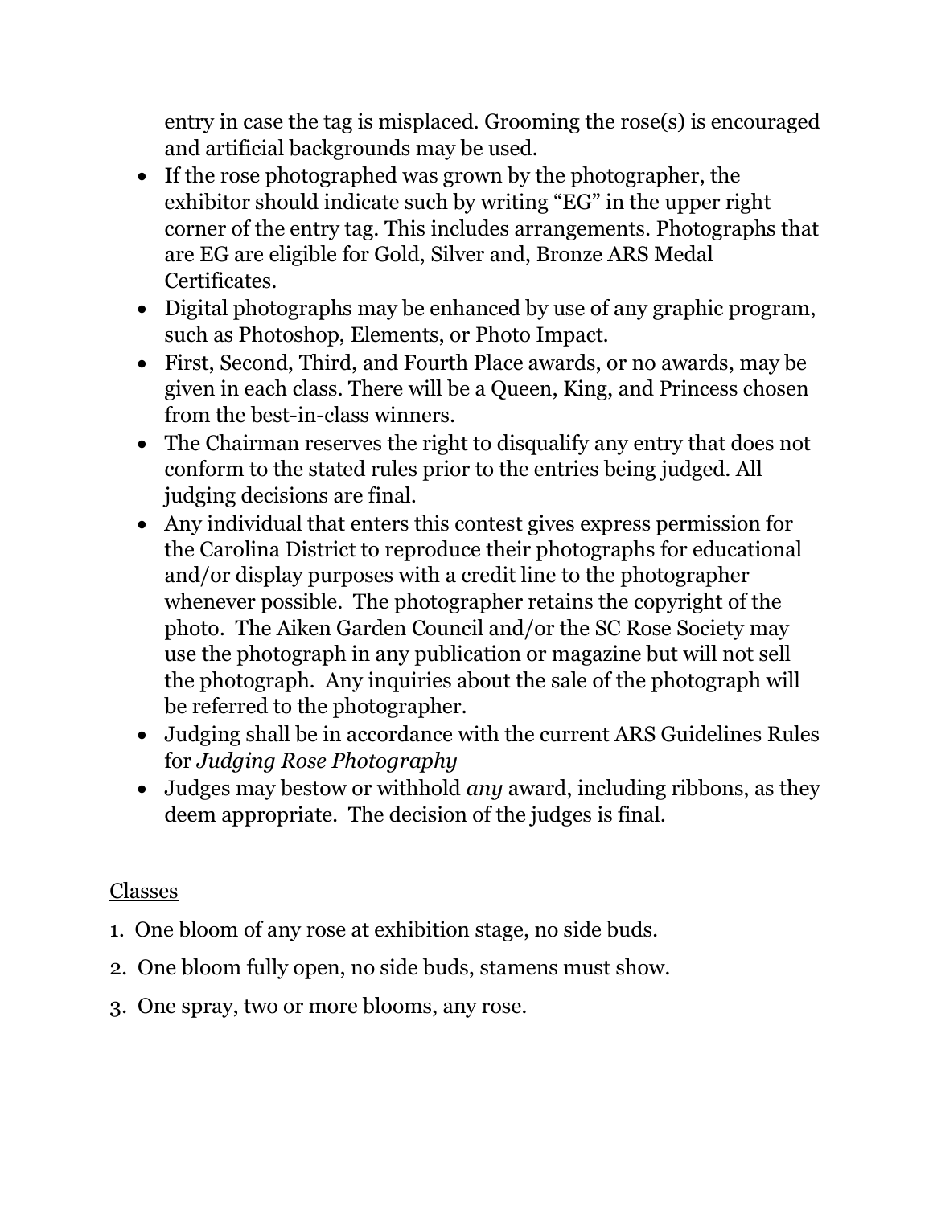entry in case the tag is misplaced. Grooming the rose(s) is encouraged and artificial backgrounds may be used.

- If the rose photographed was grown by the photographer, the exhibitor should indicate such by writing “EG” in the upper right corner of the entry tag. This includes arrangements. Photographs that are EG are eligible for Gold, Silver and, Bronze ARS Medal Certificates.
- Digital photographs may be enhanced by use of any graphic program, such as Photoshop, Elements, or Photo Impact.
- First, Second, Third, and Fourth Place awards, or no awards, may be given in each class. There will be a Queen, King, and Princess chosen from the best-in-class winners.
- The Chairman reserves the right to disqualify any entry that does not conform to the stated rules prior to the entries being judged. All judging decisions are final.
- Any individual that enters this contest gives express permission for the Carolina District to reproduce their photographs for educational and/or display purposes with a credit line to the photographer whenever possible. The photographer retains the copyright of the photo. The Aiken Garden Council and/or the SC Rose Society may use the photograph in any publication or magazine but will not sell the photograph. Any inquiries about the sale of the photograph will be referred to the photographer.
- Judging shall be in accordance with the current ARS Guidelines Rules for *Judging Rose Photography*
- Judges may bestow or withhold *any* award, including ribbons, as they deem appropriate. The decision of the judges is final.

Classes

1. One bloom of any rose at exhibition stage, no side buds.
2. One bloom fully open, no side buds, stamens must show.
3. One spray, two or more blooms, any rose.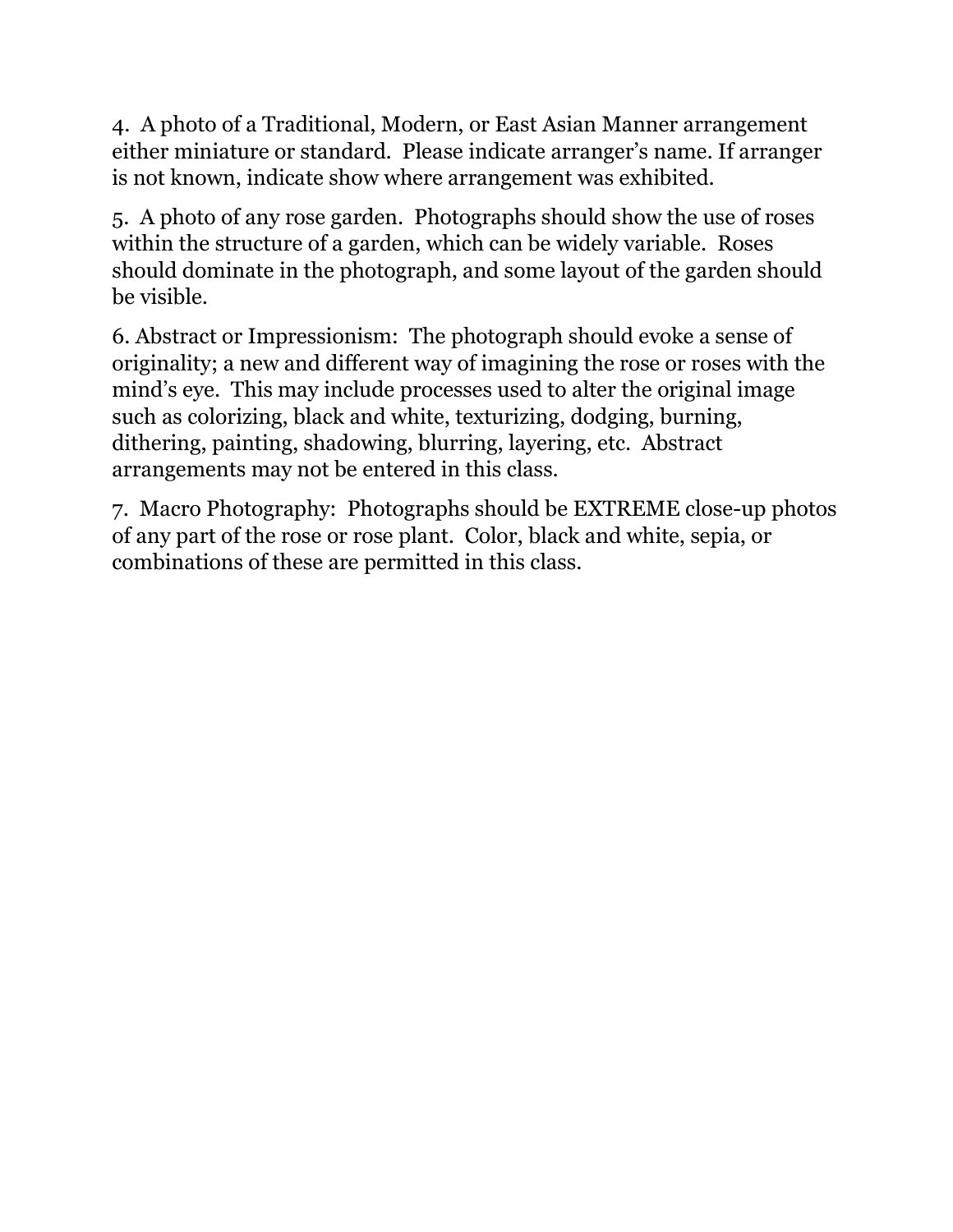4. A photo of a Traditional, Modern, or East Asian Manner arrangement either miniature or standard. Please indicate arranger's name. If arranger is not known, indicate show where arrangement was exhibited.

5. A photo of any rose garden. Photographs should show the use of roses within the structure of a garden, which can be widely variable. Roses should dominate in the photograph, and some layout of the garden should be visible.

6. Abstract or Impressionism: The photograph should evoke a sense of originality; a new and different way of imagining the rose or roses with the mind's eye. This may include processes used to alter the original image such as colorizing, black and white, texturizing, dodging, burning, dithering, painting, shadowing, blurring, layering, etc. Abstract arrangements may not be entered in this class.

7. Macro Photography: Photographs should be EXTREME close-up photos of any part of the rose or rose plant. Color, black and white, sepia, or combinations of these are permitted in this class.